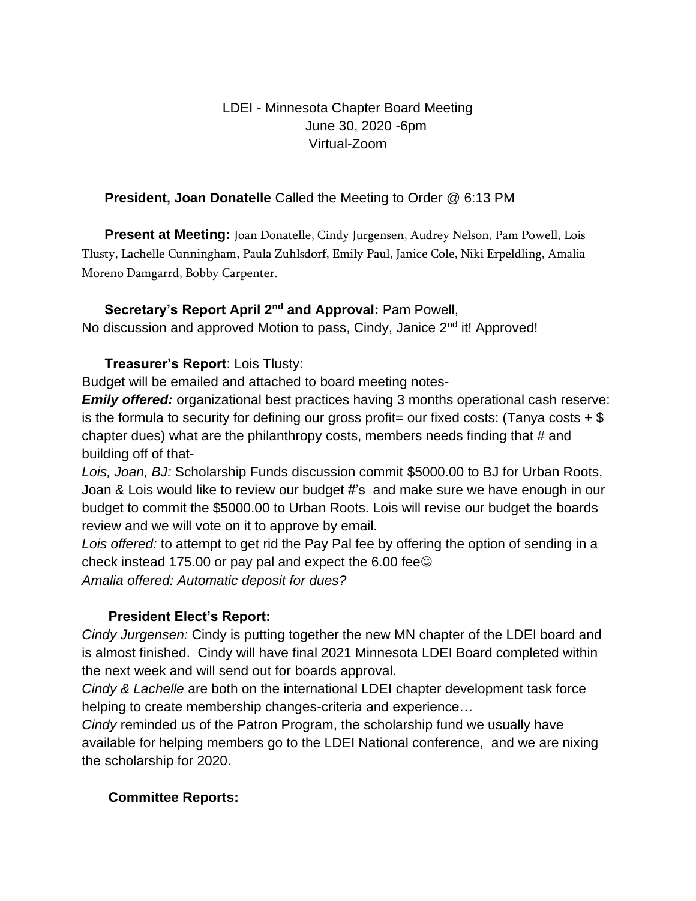LDEI - Minnesota Chapter Board Meeting
June 30, 2020 -6pm
Virtual-Zoom

**President, Joan Donatelle** Called the Meeting to Order @ 6:13 PM

**Present at Meeting:** Joan Donatelle, Cindy Jurgensen, Audrey Nelson, Pam Powell, Lois Tlusty, Lachelle Cunningham, Paula Zuhlsdorf, Emily Paul, Janice Cole, Niki Erpeldling, Amalia Moreno Damgarrd, Bobby Carpenter.

**Secretary's Report April 2nd and Approval:** Pam Powell,
No discussion and approved Motion to pass, Cindy, Janice 2nd it! Approved!

**Treasurer's Report**: Lois Tlusty:
Budget will be emailed and attached to board meeting notes-
***Emily offered:*** organizational best practices having 3 months operational cash reserve: is the formula to security for defining our gross profit= our fixed costs: (Tanya costs + $ chapter dues) what are the philanthropy costs, members needs finding that # and building off of that-
*Lois, Joan, BJ:* Scholarship Funds discussion commit $5000.00 to BJ for Urban Roots, Joan & Lois would like to review our budget #'s and make sure we have enough in our budget to commit the $5000.00 to Urban Roots. Lois will revise our budget the boards review and we will vote on it to approve by email.
*Lois offered:* to attempt to get rid the Pay Pal fee by offering the option of sending in a check instead 175.00 or pay pal and expect the 6.00 fee☺
*Amalia offered: Automatic deposit for dues?*

**President Elect's Report:**
*Cindy Jurgensen:* Cindy is putting together the new MN chapter of the LDEI board and is almost finished. Cindy will have final 2021 Minnesota LDEI Board completed within the next week and will send out for boards approval.
*Cindy & Lachelle* are both on the international LDEI chapter development task force helping to create membership changes-criteria and experience…
*Cindy* reminded us of the Patron Program, the scholarship fund we usually have available for helping members go to the LDEI National conference, and we are nixing the scholarship for 2020.

**Committee Reports:**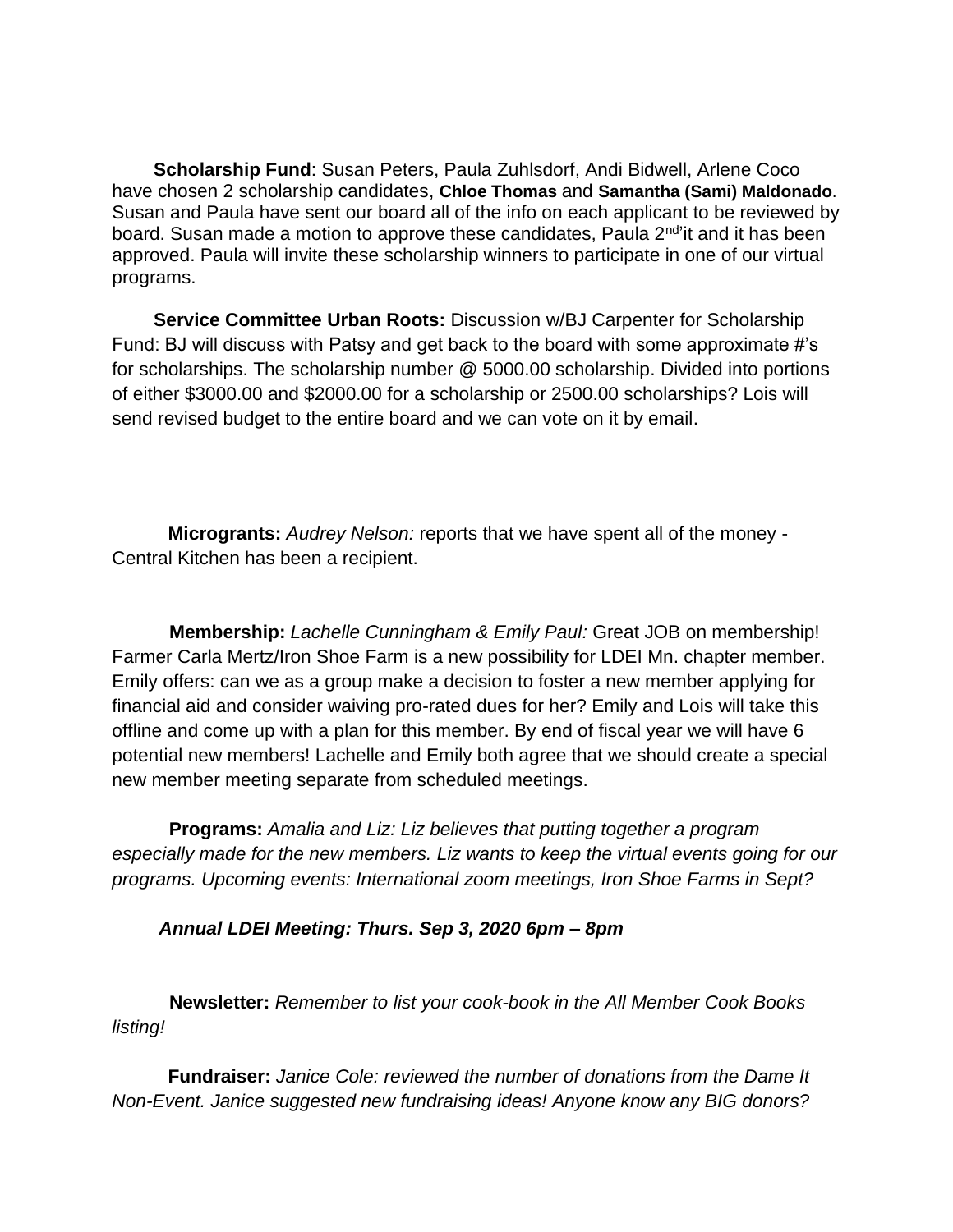**Scholarship Fund**: Susan Peters, Paula Zuhlsdorf, Andi Bidwell, Arlene Coco have chosen 2 scholarship candidates, **Chloe Thomas** and **Samantha (Sami) Maldonado**. Susan and Paula have sent our board all of the info on each applicant to be reviewed by board. Susan made a motion to approve these candidates, Paula 2nd'it and it has been approved. Paula will invite these scholarship winners to participate in one of our virtual programs.

**Service Committee Urban Roots:** Discussion w/BJ Carpenter for Scholarship Fund: BJ will discuss with Patsy and get back to the board with some approximate #'s for scholarships. The scholarship number @ 5000.00 scholarship. Divided into portions of either $3000.00 and $2000.00 for a scholarship or 2500.00 scholarships? Lois will send revised budget to the entire board and we can vote on it by email.

**Microgrants:** *Audrey Nelson:* reports that we have spent all of the money - Central Kitchen has been a recipient.

**Membership:** *Lachelle Cunningham & Emily Paul:* Great JOB on membership! Farmer Carla Mertz/Iron Shoe Farm is a new possibility for LDEI Mn. chapter member. Emily offers: can we as a group make a decision to foster a new member applying for financial aid and consider waiving pro-rated dues for her? Emily and Lois will take this offline and come up with a plan for this member. By end of fiscal year we will have 6 potential new members! Lachelle and Emily both agree that we should create a special new member meeting separate from scheduled meetings.

**Programs:** *Amalia and Liz: Liz believes that putting together a program especially made for the new members. Liz wants to keep the virtual events going for our programs. Upcoming events: International zoom meetings, Iron Shoe Farms in Sept?*

***Annual LDEI Meeting: Thurs. Sep 3, 2020 6pm – 8pm***

**Newsletter:** *Remember to list your cook-book in the All Member Cook Books listing!*

**Fundraiser:** *Janice Cole: reviewed the number of donations from the Dame It Non-Event. Janice suggested new fundraising ideas! Anyone know any BIG donors?*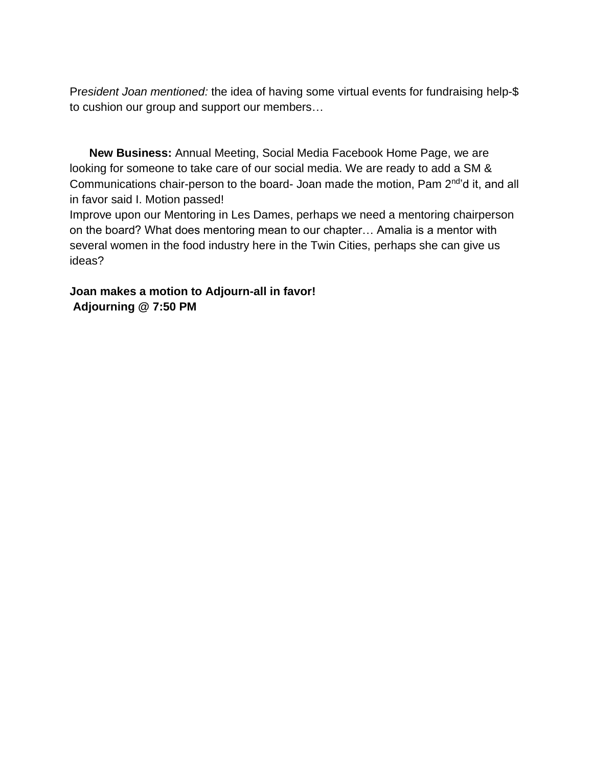Pr*esident Joan mentioned:* the idea of having some virtual events for fundraising help-$ to cushion our group and support our members…

**New Business:** Annual Meeting, Social Media Facebook Home Page, we are looking for someone to take care of our social media. We are ready to add a SM & Communications chair-person to the board- Joan made the motion, Pam 2nd'd it, and all in favor said I. Motion passed!

Improve upon our Mentoring in Les Dames, perhaps we need a mentoring chairperson on the board? What does mentoring mean to our chapter… Amalia is a mentor with several women in the food industry here in the Twin Cities, perhaps she can give us ideas?

**Joan makes a motion to Adjourn-all in favor!**
**Adjourning @ 7:50 PM**